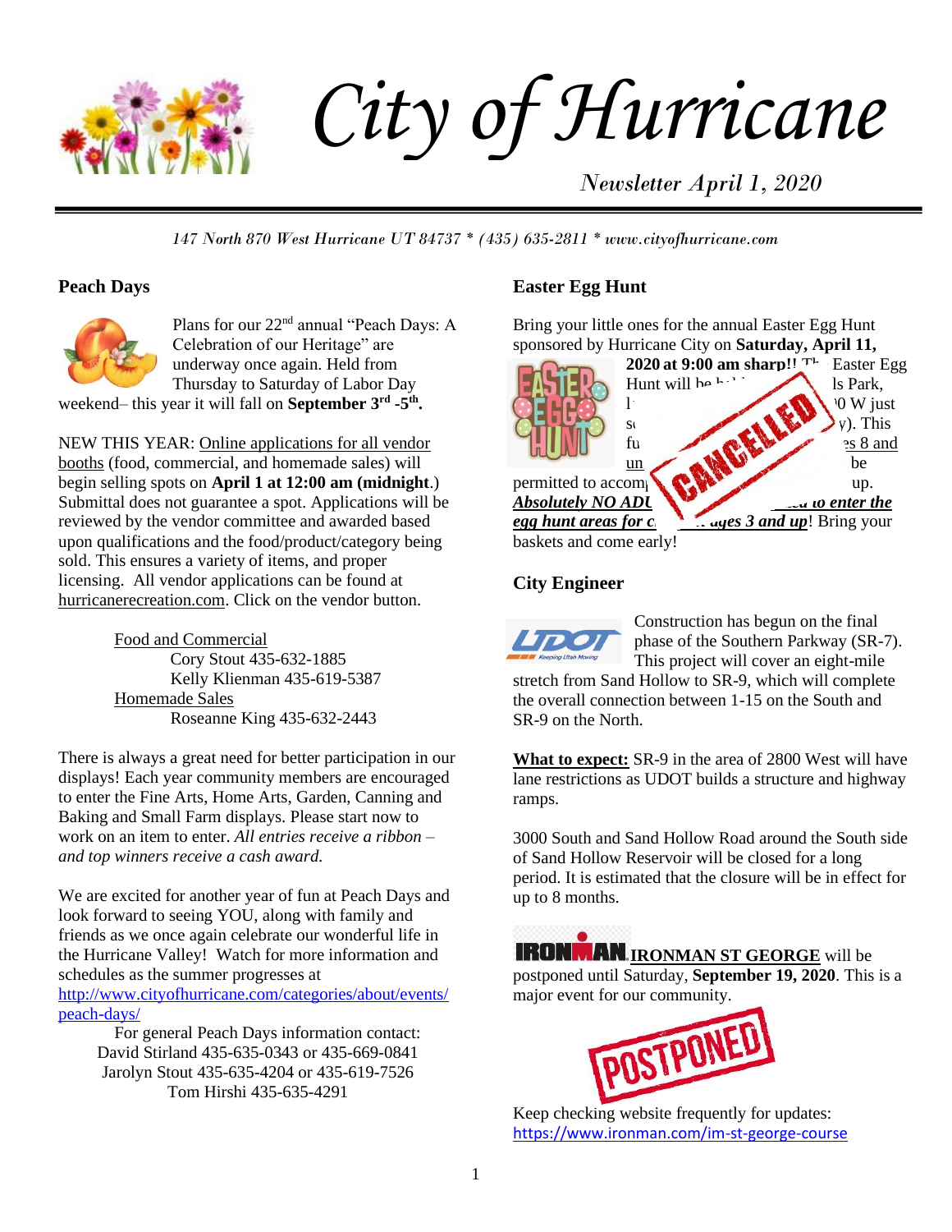# City of Hurricane

*Newsletter April 1, 2020*

*147 North 870 West Hurricane UT 84737 * (435) 635-2811 * www.cityofhurricane.com*

## Peach Days

Plans for our 22nd annual "Peach Days: A Celebration of our Heritage" are underway once again. Held from Thursday to Saturday of Labor Day weekend– this year it will fall on **September 3rd -5th.**

NEW THIS YEAR: Online applications for all vendor booths (food, commercial, and homemade sales) will begin selling spots on **April 1 at 12:00 am (midnight**.) Submittal does not guarantee a spot. Applications will be reviewed by the vendor committee and awarded based upon qualifications and the food/product/category being sold. This ensures a variety of items, and proper licensing. All vendor applications can be found at hurricanerecreation.com. Click on the vendor button.

Food and Commercial
Cory Stout 435-632-1885
Kelly Klienman 435-619-5387
Homemade Sales
Roseanne King 435-632-2443

There is always a great need for better participation in our displays! Each year community members are encouraged to enter the Fine Arts, Home Arts, Garden, Canning and Baking and Small Farm displays. Please start now to work on an item to enter. *All entries receive a ribbon – and top winners receive a cash award.*

We are excited for another year of fun at Peach Days and look forward to seeing YOU, along with family and friends as we once again celebrate our wonderful life in the Hurricane Valley! Watch for more information and schedules as the summer progresses at http://www.cityofhurricane.com/categories/about/events/peach-days/

For general Peach Days information contact:
David Stirland 435-635-0343 or 435-669-0841
Jarolyn Stout 435-635-4204 or 435-619-7526
Tom Hirshi 435-635-4291

## Easter Egg Hunt

CANCELLED

Bring your little ones for the annual Easter Egg Hunt sponsored by Hurricane City on **Saturday, April 11, 2020 at 9:00 am sharp!!** Th Easter Egg Hunt will be h ls Park, l 0 W just s y). This fu es 8 and un be permitted to accom up. ***Absolutely NO ADU to enter the egg hunt areas for c ages 3 and up***! Bring your baskets and come early!

## City Engineer

Construction has begun on the final phase of the Southern Parkway (SR-7). This project will cover an eight-mile stretch from Sand Hollow to SR-9, which will complete the overall connection between 1-15 on the South and SR-9 on the North.

**What to expect:** SR-9 in the area of 2800 West will have lane restrictions as UDOT builds a structure and highway ramps.

3000 South and Sand Hollow Road around the South side of Sand Hollow Reservoir will be closed for a long period. It is estimated that the closure will be in effect for up to 8 months.

**IRONMAN ST GEORGE** will be postponed until Saturday, **September 19, 2020**. This is a major event for our community.

POSTPONED

Keep checking website frequently for updates: https://www.ironman.com/im-st-george-course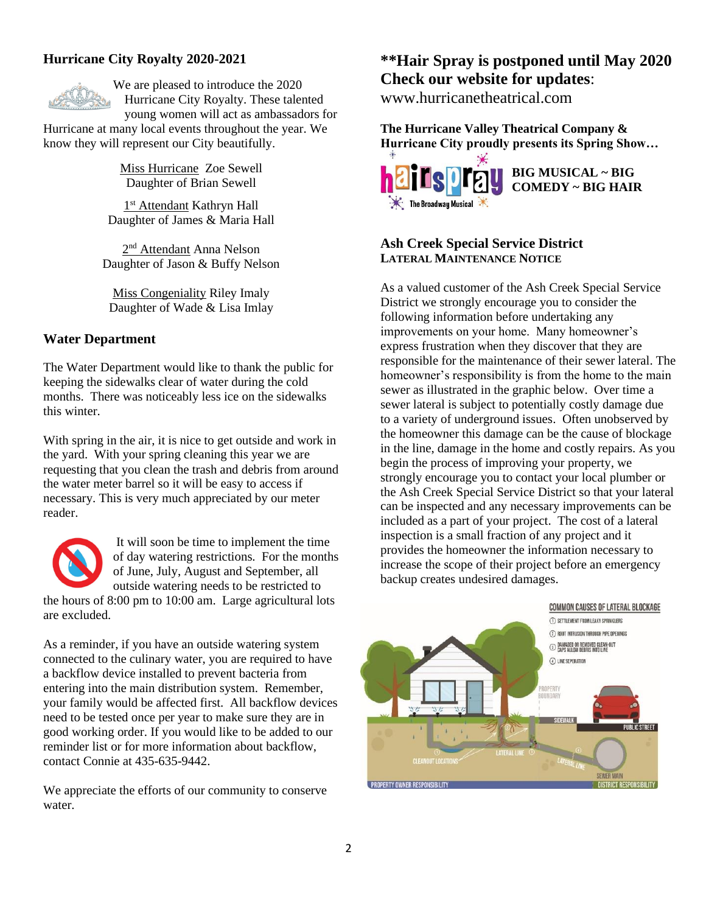### Hurricane City Royalty 2020-2021

We are pleased to introduce the 2020 Hurricane City Royalty. These talented young women will act as ambassadors for Hurricane at many local events throughout the year. We know they will represent our City beautifully.

Miss Hurricane Zoe Sewell
Daughter of Brian Sewell

1st Attendant Kathryn Hall
Daughter of James & Maria Hall

2nd Attendant Anna Nelson
Daughter of Jason & Buffy Nelson

Miss Congeniality Riley Imaly
Daughter of Wade & Lisa Imlay

### Water Department

The Water Department would like to thank the public for keeping the sidewalks clear of water during the cold months. There was noticeably less ice on the sidewalks this winter.

With spring in the air, it is nice to get outside and work in the yard. With your spring cleaning this year we are requesting that you clean the trash and debris from around the water meter barrel so it will be easy to access if necessary. This is very much appreciated by our meter reader.

It will soon be time to implement the time of day watering restrictions. For the months of June, July, August and September, all outside watering needs to be restricted to the hours of 8:00 pm to 10:00 am. Large agricultural lots are excluded.

As a reminder, if you have an outside watering system connected to the culinary water, you are required to have a backflow device installed to prevent bacteria from entering into the main distribution system. Remember, your family would be affected first. All backflow devices need to be tested once per year to make sure they are in good working order. If you would like to be added to our reminder list or for more information about backflow, contact Connie at 435-635-9442.

We appreciate the efforts of our community to conserve water.

## **Hair Spray is postponed until May 2020 Check our website for updates:

www.hurricanetheatrical.com

**The Hurricane Valley Theatrical Company & Hurricane City proudly presents its Spring Show…**

hairspray The Broadway Musical

**BIG MUSICAL ~ BIG COMEDY ~ BIG HAIR**

### Ash Creek Special Service District
**LATERAL MAINTENANCE NOTICE**

As a valued customer of the Ash Creek Special Service District we strongly encourage you to consider the following information before undertaking any improvements on your home. Many homeowner's express frustration when they discover that they are responsible for the maintenance of their sewer lateral. The homeowner's responsibility is from the home to the main sewer as illustrated in the graphic below. Over time a sewer lateral is subject to potentially costly damage due to a variety of underground issues. Often unobserved by the homeowner this damage can be the cause of blockage in the line, damage in the home and costly repairs. As you begin the process of improving your property, we strongly encourage you to contact your local plumber or the Ash Creek Special Service District so that your lateral can be inspected and any necessary improvements can be included as a part of your project. The cost of a lateral inspection is a small fraction of any project and it provides the homeowner the information necessary to increase the scope of their project before an emergency backup creates undesired damages.

COMMON CAUSES OF LATERAL BLOCKAGE
1. SETTLEMENT FROM LEAKY SPRINKLERS
2. ROOT INTRUSION THROUGH PIPE OPENINGS
3. DAMAGED OR REMOVED CLEAN-OUT CAPS ALLOW DEBRIS INTO LINE
4. LINE SEPERATION

PROPERTY BOUNDARY · SIDEWALK · PUBLIC STREET · CLEANOUT LOCATIONS · LATERAL LINE · SEWER MAIN

PROPERTY OWNER RESPONSIBILITY · DISTRICT RESPONSIBILITY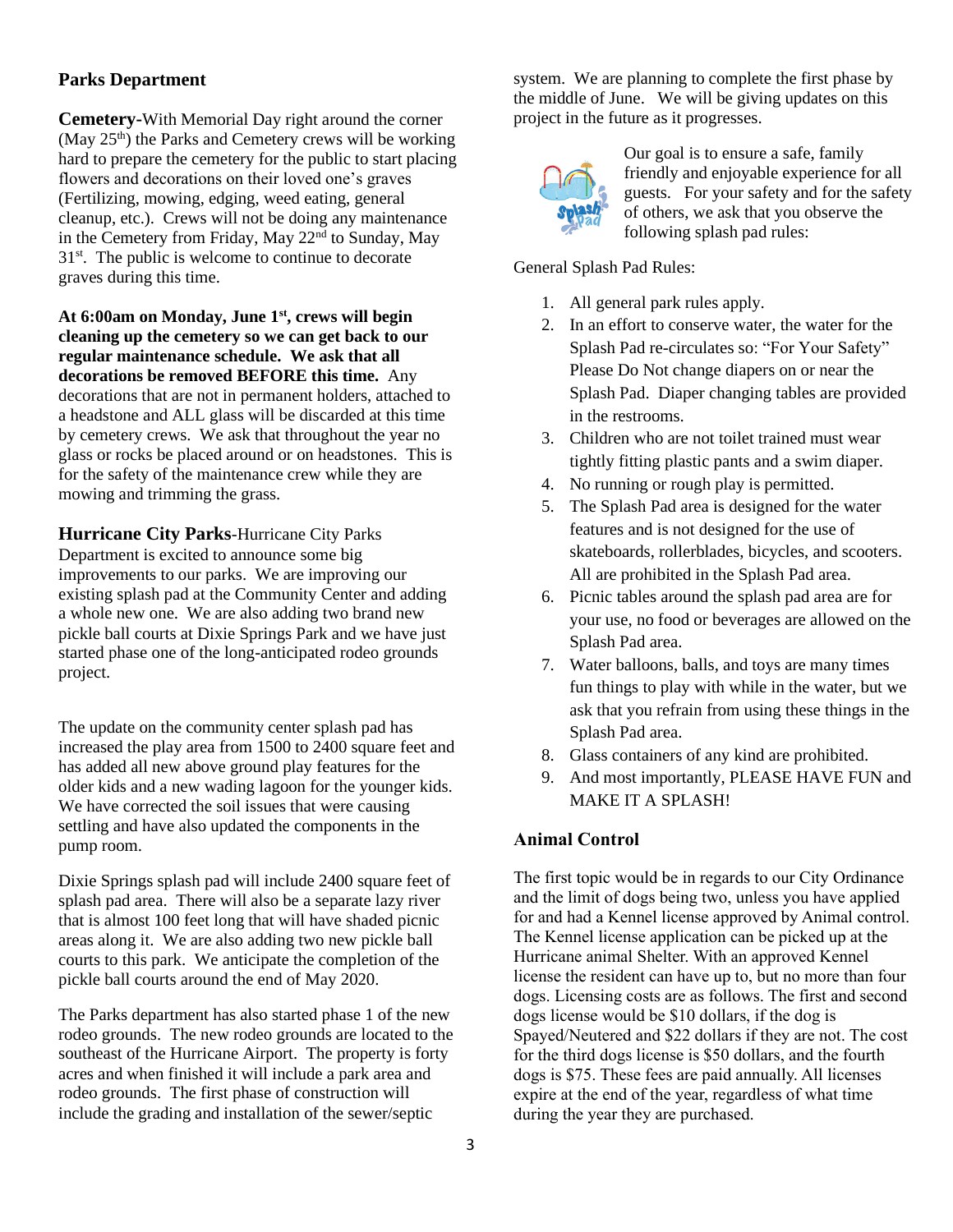## Parks Department

**Cemetery-**With Memorial Day right around the corner (May 25th) the Parks and Cemetery crews will be working hard to prepare the cemetery for the public to start placing flowers and decorations on their loved one's graves (Fertilizing, mowing, edging, weed eating, general cleanup, etc.). Crews will not be doing any maintenance in the Cemetery from Friday, May 22nd to Sunday, May 31st. The public is welcome to continue to decorate graves during this time.

**At 6:00am on Monday, June 1st, crews will begin cleaning up the cemetery so we can get back to our regular maintenance schedule. We ask that all decorations be removed BEFORE this time.** Any decorations that are not in permanent holders, attached to a headstone and ALL glass will be discarded at this time by cemetery crews. We ask that throughout the year no glass or rocks be placed around or on headstones. This is for the safety of the maintenance crew while they are mowing and trimming the grass.

**Hurricane City Parks**-Hurricane City Parks Department is excited to announce some big improvements to our parks. We are improving our existing splash pad at the Community Center and adding a whole new one. We are also adding two brand new pickle ball courts at Dixie Springs Park and we have just started phase one of the long-anticipated rodeo grounds project.

The update on the community center splash pad has increased the play area from 1500 to 2400 square feet and has added all new above ground play features for the older kids and a new wading lagoon for the younger kids. We have corrected the soil issues that were causing settling and have also updated the components in the pump room.

Dixie Springs splash pad will include 2400 square feet of splash pad area. There will also be a separate lazy river that is almost 100 feet long that will have shaded picnic areas along it. We are also adding two new pickle ball courts to this park. We anticipate the completion of the pickle ball courts around the end of May 2020.

The Parks department has also started phase 1 of the new rodeo grounds. The new rodeo grounds are located to the southeast of the Hurricane Airport. The property is forty acres and when finished it will include a park area and rodeo grounds. The first phase of construction will include the grading and installation of the sewer/septic system. We are planning to complete the first phase by the middle of June. We will be giving updates on this project in the future as it progresses.

Our goal is to ensure a safe, family friendly and enjoyable experience for all guests. For your safety and for the safety of others, we ask that you observe the following splash pad rules:

General Splash Pad Rules:

1. All general park rules apply.
2. In an effort to conserve water, the water for the Splash Pad re-circulates so: "For Your Safety" Please Do Not change diapers on or near the Splash Pad. Diaper changing tables are provided in the restrooms.
3. Children who are not toilet trained must wear tightly fitting plastic pants and a swim diaper.
4. No running or rough play is permitted.
5. The Splash Pad area is designed for the water features and is not designed for the use of skateboards, rollerblades, bicycles, and scooters. All are prohibited in the Splash Pad area.
6. Picnic tables around the splash pad area are for your use, no food or beverages are allowed on the Splash Pad area.
7. Water balloons, balls, and toys are many times fun things to play with while in the water, but we ask that you refrain from using these things in the Splash Pad area.
8. Glass containers of any kind are prohibited.
9. And most importantly, PLEASE HAVE FUN and MAKE IT A SPLASH!

## Animal Control

The first topic would be in regards to our City Ordinance and the limit of dogs being two, unless you have applied for and had a Kennel license approved by Animal control. The Kennel license application can be picked up at the Hurricane animal Shelter. With an approved Kennel license the resident can have up to, but no more than four dogs. Licensing costs are as follows. The first and second dogs license would be $10 dollars, if the dog is Spayed/Neutered and $22 dollars if they are not. The cost for the third dogs license is $50 dollars, and the fourth dogs is $75. These fees are paid annually. All licenses expire at the end of the year, regardless of what time during the year they are purchased.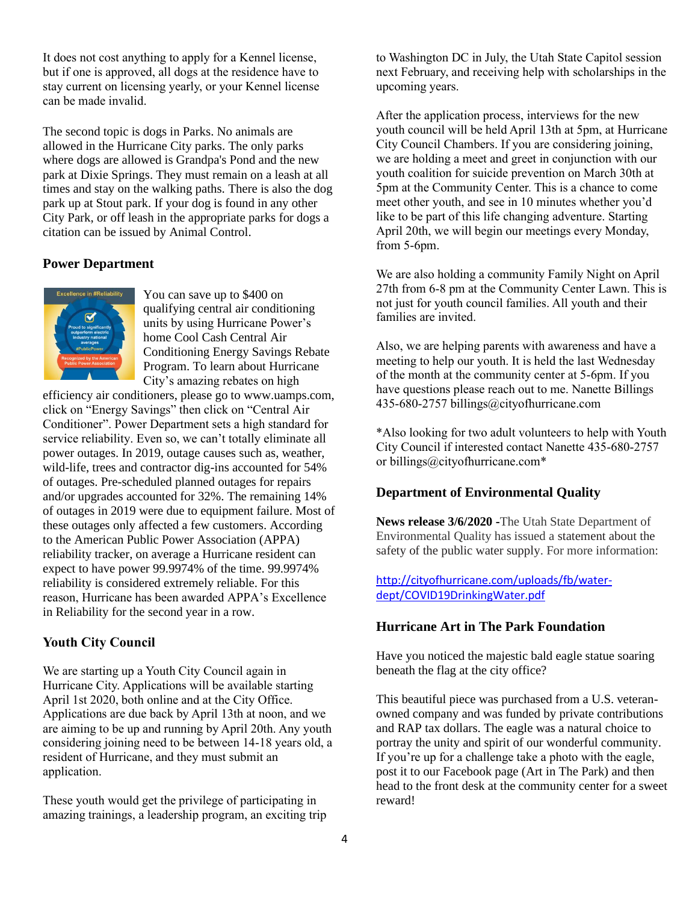It does not cost anything to apply for a Kennel license, but if one is approved, all dogs at the residence have to stay current on licensing yearly, or your Kennel license can be made invalid.

The second topic is dogs in Parks. No animals are allowed in the Hurricane City parks. The only parks where dogs are allowed is Grandpa's Pond and the new park at Dixie Springs. They must remain on a leash at all times and stay on the walking paths. There is also the dog park up at Stout park. If your dog is found in any other City Park, or off leash in the appropriate parks for dogs a citation can be issued by Animal Control.

### Power Department

You can save up to $400 on qualifying central air conditioning units by using Hurricane Power's home Cool Cash Central Air Conditioning Energy Savings Rebate Program. To learn about Hurricane City's amazing rebates on high efficiency air conditioners, please go to www.uamps.com, click on "Energy Savings" then click on "Central Air Conditioner". Power Department sets a high standard for service reliability. Even so, we can't totally eliminate all power outages. In 2019, outage causes such as, weather, wild-life, trees and contractor dig-ins accounted for 54% of outages. Pre-scheduled planned outages for repairs and/or upgrades accounted for 32%. The remaining 14% of outages in 2019 were due to equipment failure. Most of these outages only affected a few customers. According to the American Public Power Association (APPA) reliability tracker, on average a Hurricane resident can expect to have power 99.9974% of the time. 99.9974% reliability is considered extremely reliable. For this reason, Hurricane has been awarded APPA's Excellence in Reliability for the second year in a row.

### Youth City Council

We are starting up a Youth City Council again in Hurricane City. Applications will be available starting April 1st 2020, both online and at the City Office. Applications are due back by April 13th at noon, and we are aiming to be up and running by April 20th. Any youth considering joining need to be between 14-18 years old, a resident of Hurricane, and they must submit an application.

These youth would get the privilege of participating in amazing trainings, a leadership program, an exciting trip to Washington DC in July, the Utah State Capitol session next February, and receiving help with scholarships in the upcoming years.

After the application process, interviews for the new youth council will be held April 13th at 5pm, at Hurricane City Council Chambers. If you are considering joining, we are holding a meet and greet in conjunction with our youth coalition for suicide prevention on March 30th at 5pm at the Community Center. This is a chance to come meet other youth, and see in 10 minutes whether you'd like to be part of this life changing adventure. Starting April 20th, we will begin our meetings every Monday, from 5-6pm.

We are also holding a community Family Night on April 27th from 6-8 pm at the Community Center Lawn. This is not just for youth council families. All youth and their families are invited.

Also, we are helping parents with awareness and have a meeting to help our youth. It is held the last Wednesday of the month at the community center at 5-6pm. If you have questions please reach out to me. Nanette Billings 435-680-2757 billings@cityofhurricane.com

*Also looking for two adult volunteers to help with Youth City Council if interested contact Nanette 435-680-2757 or billings@cityofhurricane.com*

### Department of Environmental Quality

**News release 3/6/2020 -**The Utah State Department of Environmental Quality has issued a statement about the safety of the public water supply. For more information:

http://cityofhurricane.com/uploads/fb/water-dept/COVID19DrinkingWater.pdf

### Hurricane Art in The Park Foundation

Have you noticed the majestic bald eagle statue soaring beneath the flag at the city office?

This beautiful piece was purchased from a U.S. veteran-owned company and was funded by private contributions and RAP tax dollars. The eagle was a natural choice to portray the unity and spirit of our wonderful community. If you're up for a challenge take a photo with the eagle, post it to our Facebook page (Art in The Park) and then head to the front desk at the community center for a sweet reward!